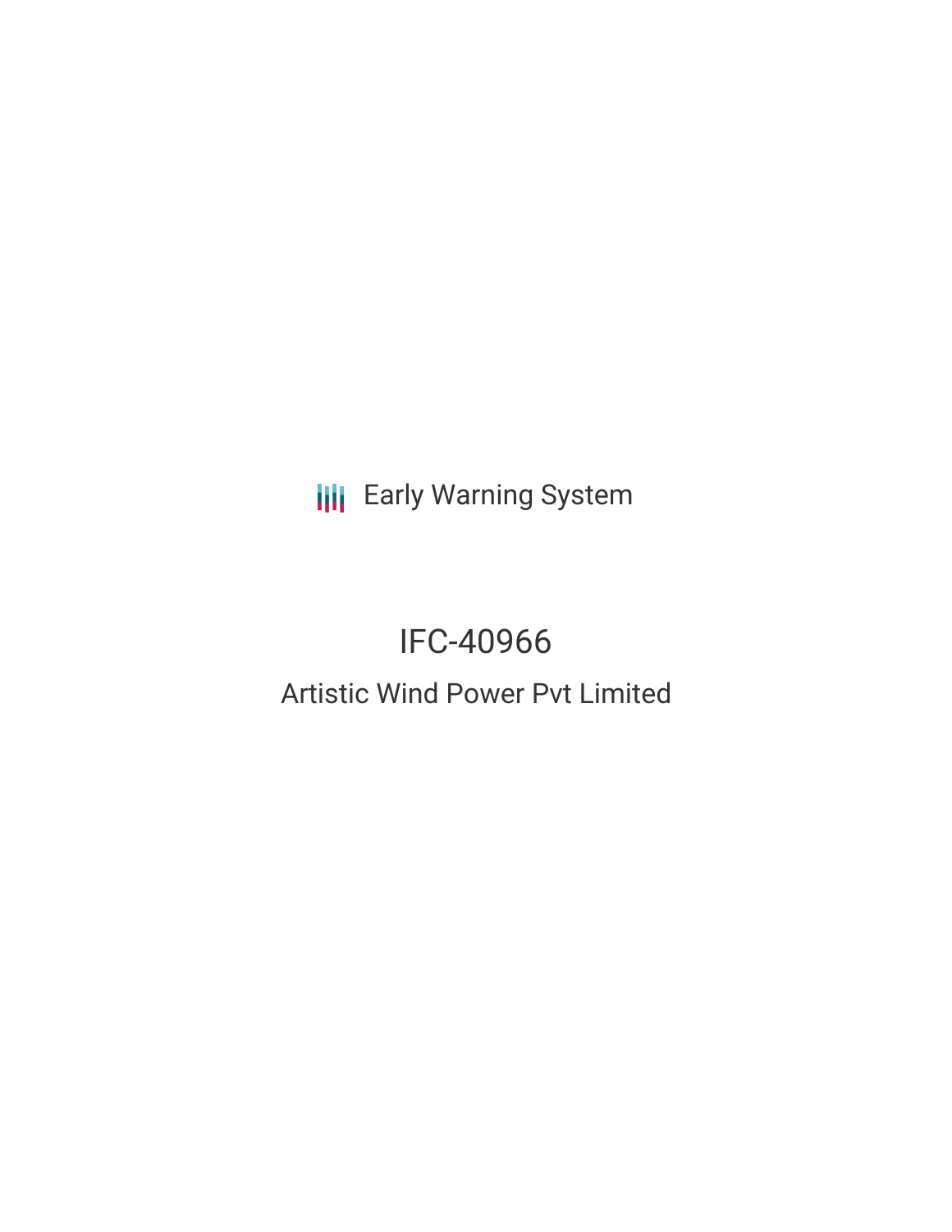Early Warning System

# IFC-40966

## Artistic Wind Power Pvt Limited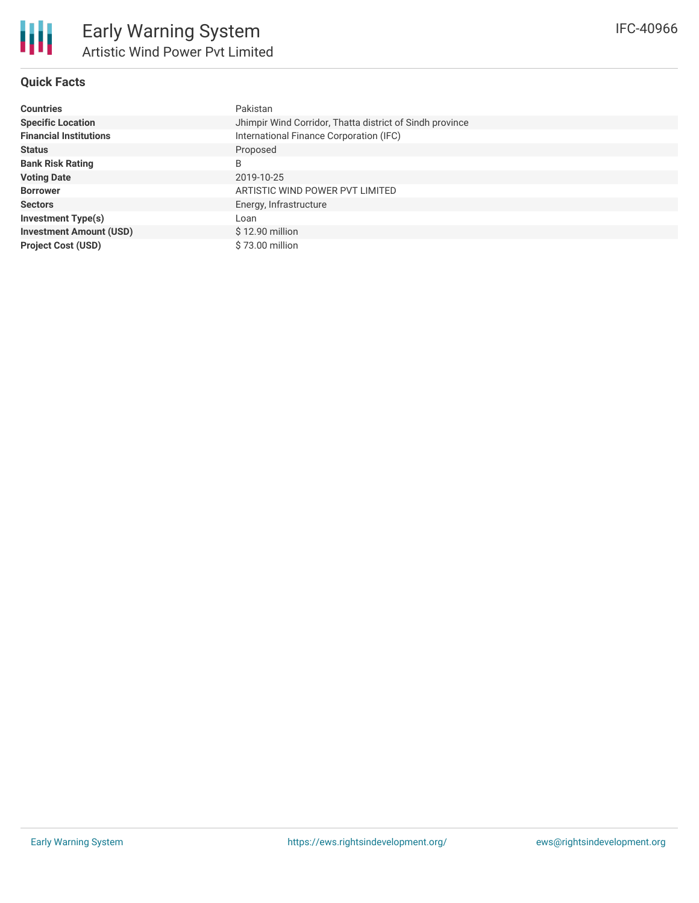# Early Warning System

## Artistic Wind Power Pvt Limited

IFC-40966

### Quick Facts

| | |
|---|---|
| **Countries** | Pakistan |
| **Specific Location** | Jhimpir Wind Corridor, Thatta district of Sindh province |
| **Financial Institutions** | International Finance Corporation (IFC) |
| **Status** | Proposed |
| **Bank Risk Rating** | B |
| **Voting Date** | 2019-10-25 |
| **Borrower** | ARTISTIC WIND POWER PVT LIMITED |
| **Sectors** | Energy, Infrastructure |
| **Investment Type(s)** | Loan |
| **Investment Amount (USD)** | $ 12.90 million |
| **Project Cost (USD)** | $ 73.00 million |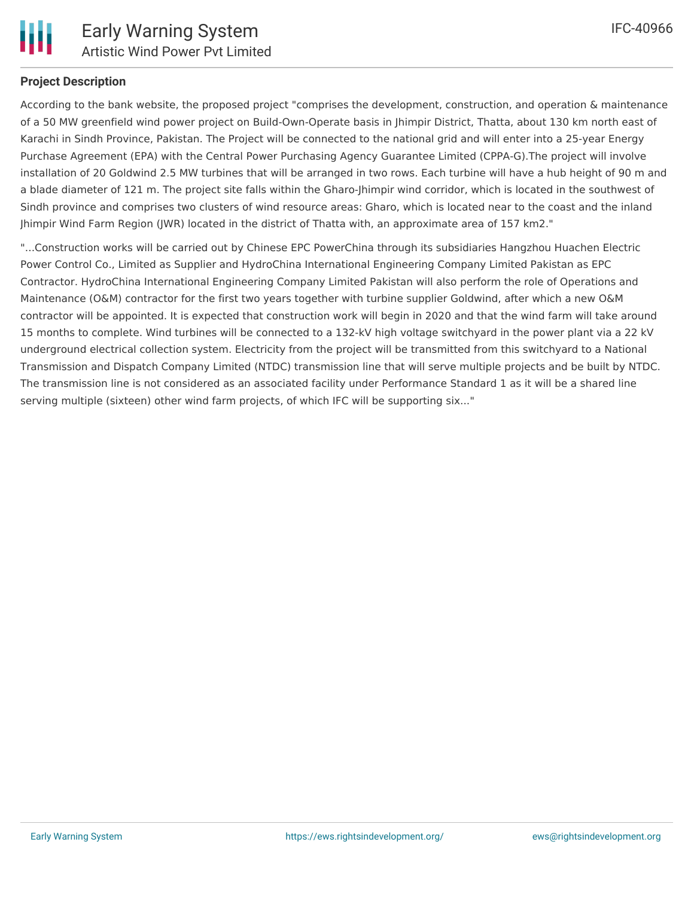## Project Description

According to the bank website, the proposed project "comprises the development, construction, and operation & maintenance of a 50 MW greenfield wind power project on Build-Own-Operate basis in Jhimpir District, Thatta, about 130 km north east of Karachi in Sindh Province, Pakistan. The Project will be connected to the national grid and will enter into a 25-year Energy Purchase Agreement (EPA) with the Central Power Purchasing Agency Guarantee Limited (CPPA-G).The project will involve installation of 20 Goldwind 2.5 MW turbines that will be arranged in two rows. Each turbine will have a hub height of 90 m and a blade diameter of 121 m. The project site falls within the Gharo-Jhimpir wind corridor, which is located in the southwest of Sindh province and comprises two clusters of wind resource areas: Gharo, which is located near to the coast and the inland Jhimpir Wind Farm Region (JWR) located in the district of Thatta with, an approximate area of 157 km2."

"...Construction works will be carried out by Chinese EPC PowerChina through its subsidiaries Hangzhou Huachen Electric Power Control Co., Limited as Supplier and HydroChina International Engineering Company Limited Pakistan as EPC Contractor. HydroChina International Engineering Company Limited Pakistan will also perform the role of Operations and Maintenance (O&M) contractor for the first two years together with turbine supplier Goldwind, after which a new O&M contractor will be appointed. It is expected that construction work will begin in 2020 and that the wind farm will take around 15 months to complete. Wind turbines will be connected to a 132-kV high voltage switchyard in the power plant via a 22 kV underground electrical collection system. Electricity from the project will be transmitted from this switchyard to a National Transmission and Dispatch Company Limited (NTDC) transmission line that will serve multiple projects and be built by NTDC. The transmission line is not considered as an associated facility under Performance Standard 1 as it will be a shared line serving multiple (sixteen) other wind farm projects, of which IFC will be supporting six..."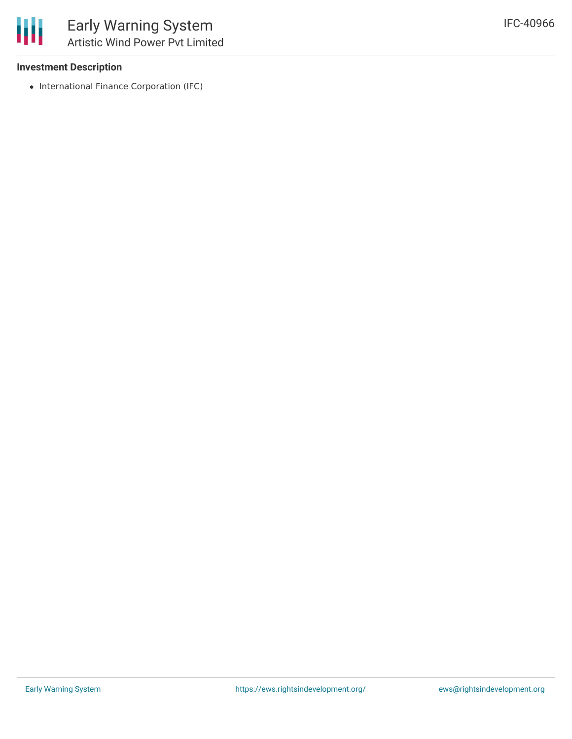### Investment Description

- International Finance Corporation (IFC)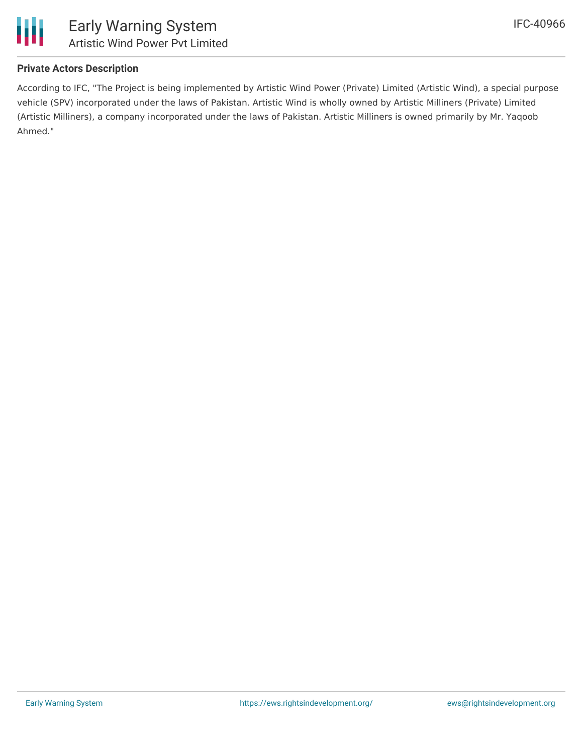**Private Actors Description**

According to IFC, "The Project is being implemented by Artistic Wind Power (Private) Limited (Artistic Wind), a special purpose vehicle (SPV) incorporated under the laws of Pakistan. Artistic Wind is wholly owned by Artistic Milliners (Private) Limited (Artistic Milliners), a company incorporated under the laws of Pakistan. Artistic Milliners is owned primarily by Mr. Yaqoob Ahmed."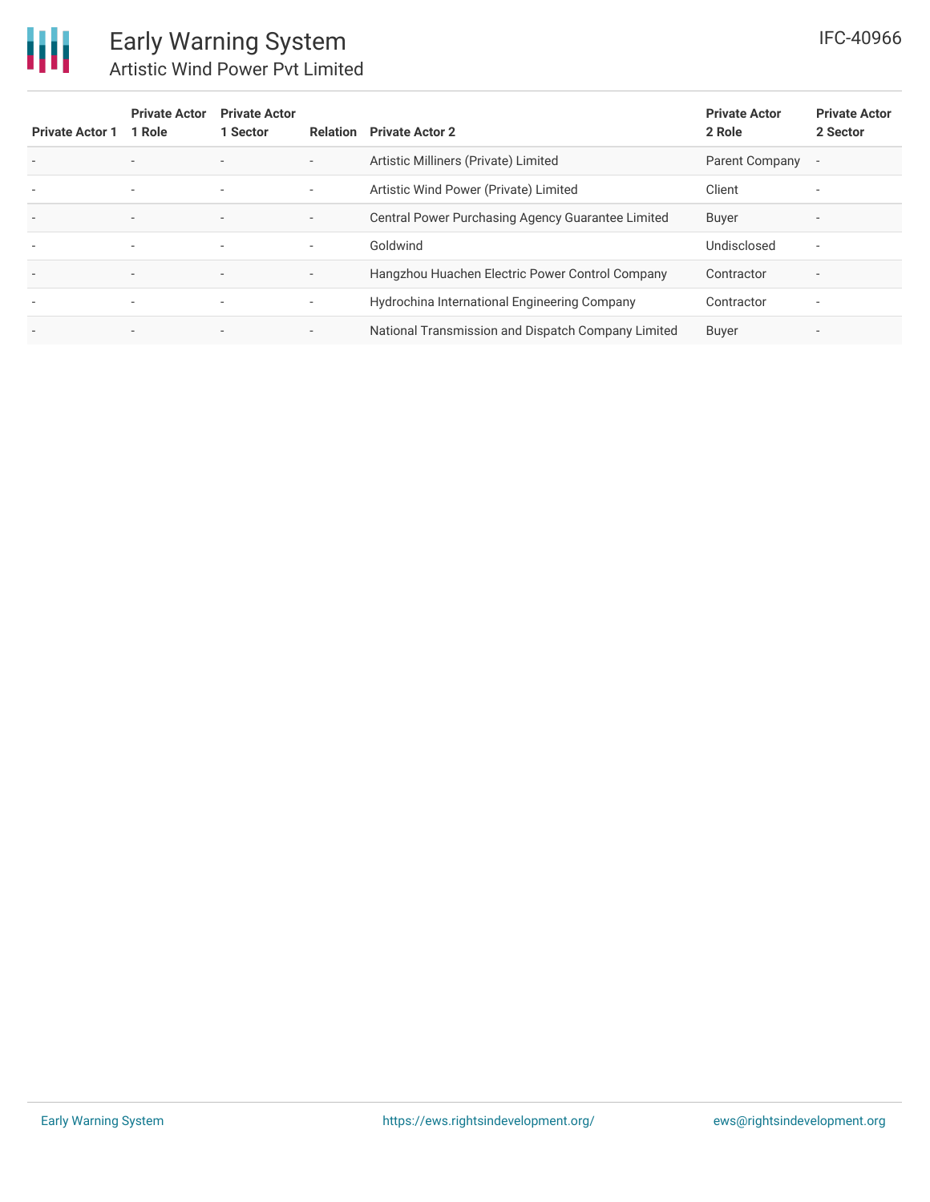| Private Actor 1 | Private Actor 1 Role | Private Actor 1 Sector | Relation | Private Actor 2 | Private Actor 2 Role | Private Actor 2 Sector |
|---|---|---|---|---|---|---|
| - | - | - | - | Artistic Milliners (Private) Limited | Parent Company | - |
| - | - | - | - | Artistic Wind Power (Private) Limited | Client | - |
| - | - | - | - | Central Power Purchasing Agency Guarantee Limited | Buyer | - |
| - | - | - | - | Goldwind | Undisclosed | - |
| - | - | - | - | Hangzhou Huachen Electric Power Control Company | Contractor | - |
| - | - | - | - | Hydrochina International Engineering Company | Contractor | - |
| - | - | - | - | National Transmission and Dispatch Company Limited | Buyer | - |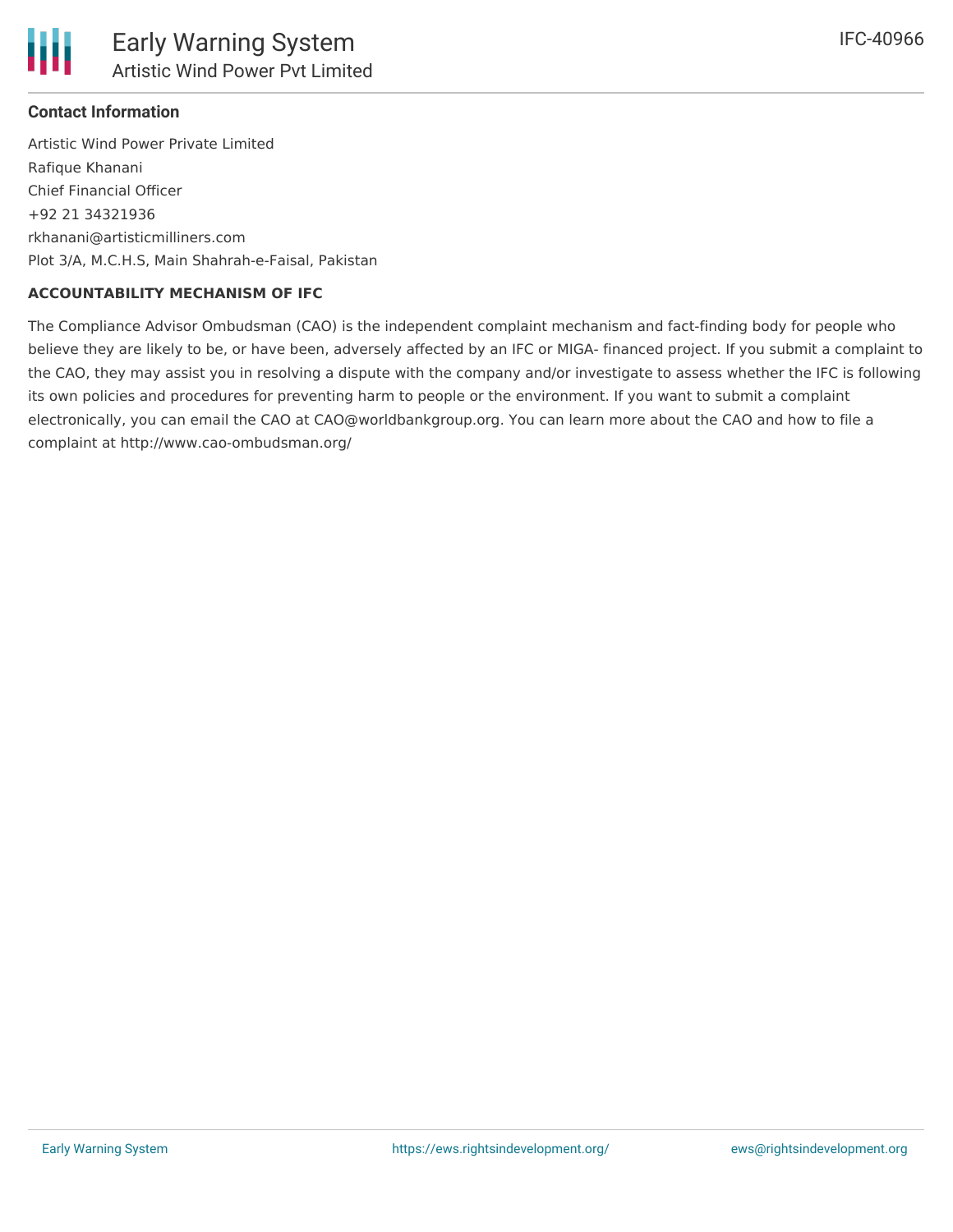### Contact Information

Artistic Wind Power Private Limited
Rafique Khanani
Chief Financial Officer
+92 21 34321936
rkhanani@artisticmilliners.com
Plot 3/A, M.C.H.S, Main Shahrah-e-Faisal, Pakistan

**ACCOUNTABILITY MECHANISM OF IFC**

The Compliance Advisor Ombudsman (CAO) is the independent complaint mechanism and fact-finding body for people who believe they are likely to be, or have been, adversely affected by an IFC or MIGA- financed project. If you submit a complaint to the CAO, they may assist you in resolving a dispute with the company and/or investigate to assess whether the IFC is following its own policies and procedures for preventing harm to people or the environment. If you want to submit a complaint electronically, you can email the CAO at CAO@worldbankgroup.org. You can learn more about the CAO and how to file a complaint at http://www.cao-ombudsman.org/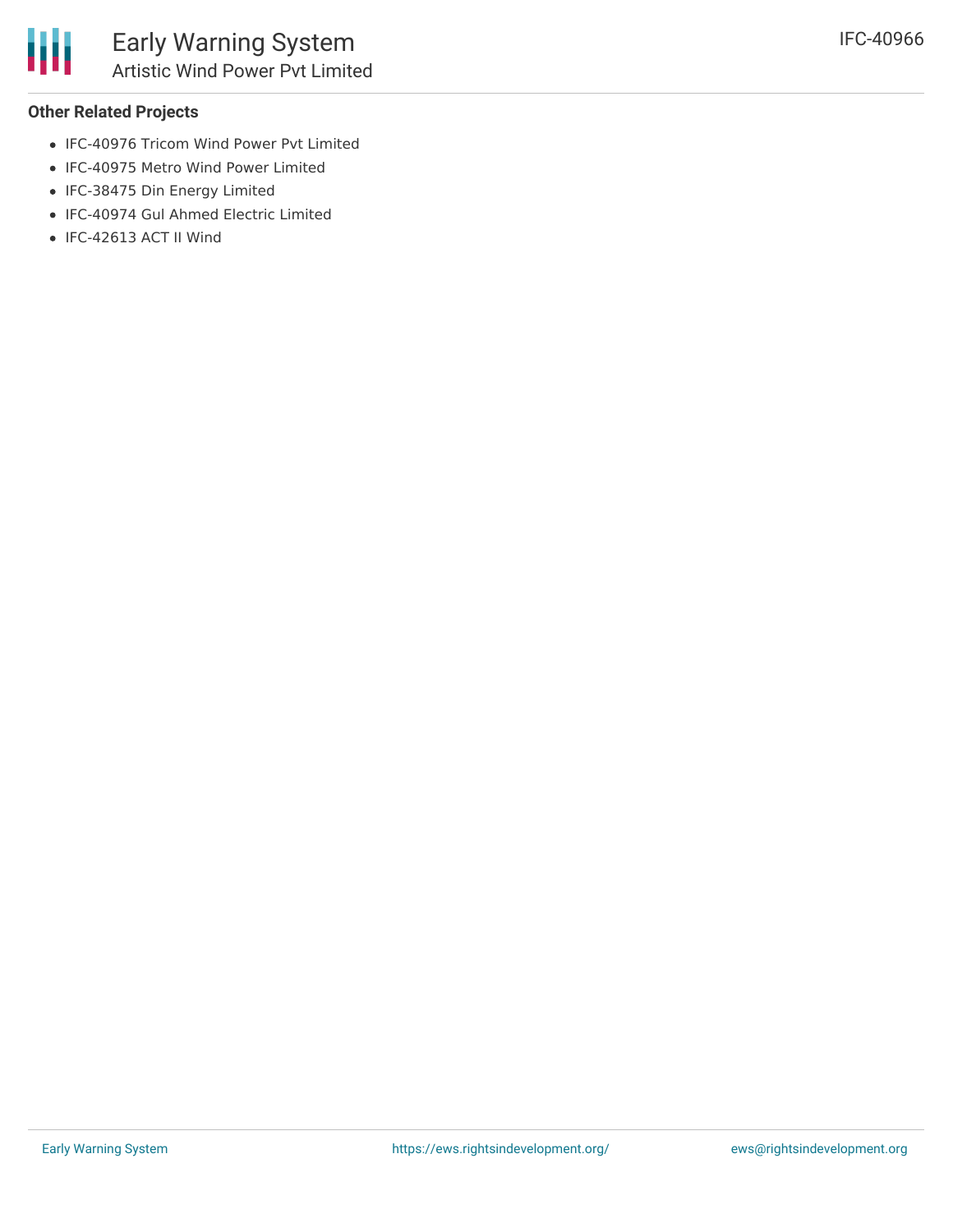### Other Related Projects

- IFC-40976 Tricom Wind Power Pvt Limited
- IFC-40975 Metro Wind Power Limited
- IFC-38475 Din Energy Limited
- IFC-40974 Gul Ahmed Electric Limited
- IFC-42613 ACT II Wind